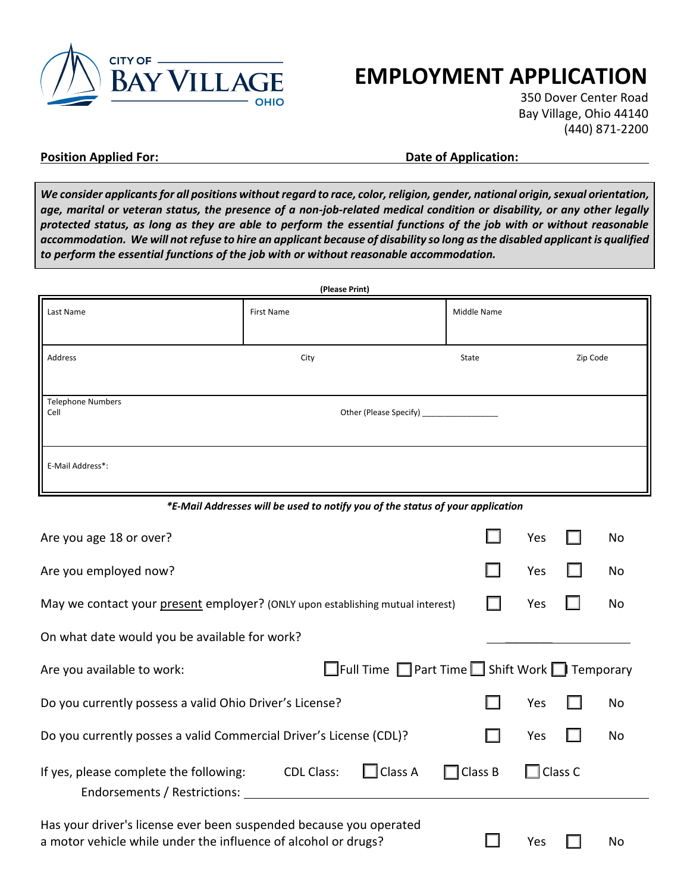CITY OF **BAY VILLAGE** OHIO

# EMPLOYMENT APPLICATION

350 Dover Center Road
Bay Village, Ohio 44140
(440) 871-2200

**Position Applied For:** ______________________ **Date of Application:** ______________________

***We consider applicants for all positions without regard to race, color, religion, gender, national origin, sexual orientation, age, marital or veteran status, the presence of a non-job-related medical condition or disability, or any other legally protected status, as long as they are able to perform the essential functions of the job with or without reasonable accommodation. We will not refuse to hire an applicant because of disability so long as the disabled applicant is qualified to perform the essential functions of the job with or without reasonable accommodation.***

**(Please Print)**

| Last Name | First Name | Middle Name | |
|---|---|---|---|
| Address | City | State | Zip Code |
| Telephone Numbers<br>Cell | Other (Please Specify) ________________ | | |
| E-Mail Address*: | | | |

***E-Mail Addresses will be used to notify you of the status of your application***

Are you age 18 or over? ☐ Yes ☐ No

Are you employed now? ☐ Yes ☐ No

May we contact your present employer? (ONLY upon establishing mutual interest) ☐ Yes ☐ No

On what date would you be available for work? ______________________

Are you available to work: ☐ Full Time ☐ Part Time ☐ Shift Work ☐ Temporary

Do you currently possess a valid Ohio Driver's License? ☐ Yes ☐ No

Do you currently posses a valid Commercial Driver's License (CDL)? ☐ Yes ☐ No

If yes, please complete the following: CDL Class: ☐ Class A ☐ Class B ☐ Class C

Endorsements / Restrictions: ______________________

Has your driver's license ever been suspended because you operated a motor vehicle while under the influence of alcohol or drugs? ☐ Yes ☐ No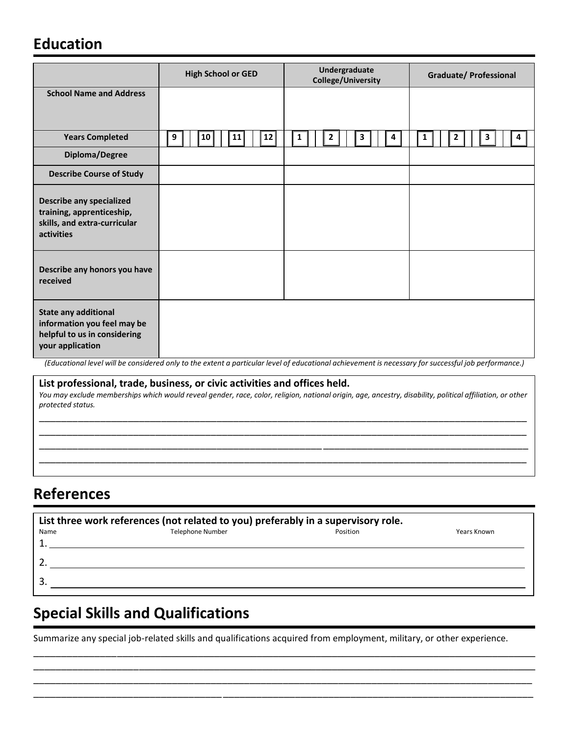## Education

| | High School or GED | Undergraduate College/University | Graduate/ Professional |
|---|---|---|---|
| **School Name and Address** | | | |
| **Years Completed** | 9 10 11 12 | 1 2 3 4 | 1 2 3 4 |
| **Diploma/Degree** | | | |
| **Describe Course of Study** | | | |
| **Describe any specialized training, apprenticeship, skills, and extra-curricular activities** | | | |
| **Describe any honors you have received** | | | |
| **State any additional information you feel may be helpful to us in considering your application** | | | |

*(Educational level will be considered only to the extent a particular level of educational achievement is necessary for successful job performance.)*

**List professional, trade, business, or civic activities and offices held.**

*You may exclude memberships which would reveal gender, race, color, religion, national origin, age, ancestry, disability, political affiliation, or other protected status.*

___________________________________________________________________________

___________________________________________________________________________

___________________________________________________________________________

___________________________________________________________________________

## References

**List three work references (not related to you) preferably in a supervisory role.**

| Name | Telephone Number | Position | Years Known |
|---|---|---|---|
| 1. | | | |
| 2. | | | |
| 3. | | | |

## Special Skills and Qualifications

Summarize any special job-related skills and qualifications acquired from employment, military, or other experience.

___________________________________________________________________________

___________________________________________________________________________

___________________________________________________________________________

___________________________________________________________________________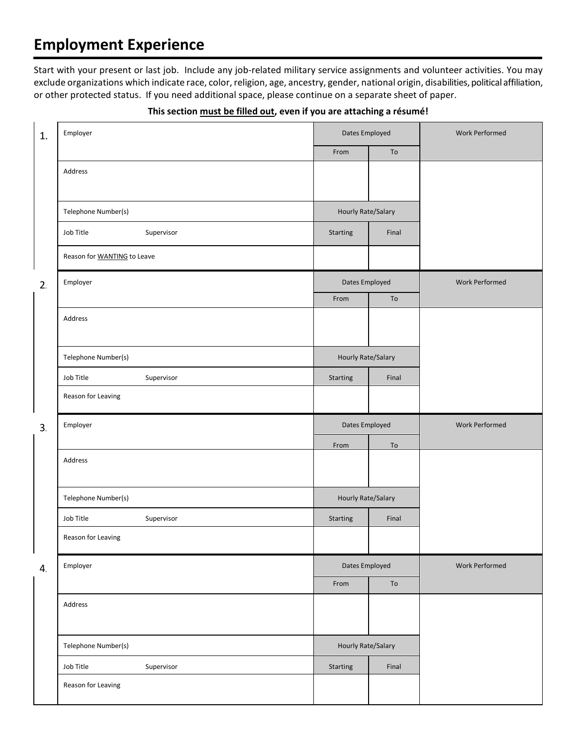# Employment Experience

Start with your present or last job. Include any job-related military service assignments and volunteer activities. You may exclude organizations which indicate race, color, religion, age, ancestry, gender, national origin, disabilities, political affiliation, or other protected status. If you need additional space, please continue on a separate sheet of paper.

**This section must be filled out, even if you are attaching a résumé!**

**1.**

| Employer | Dates Employed | | Work Performed |
|---|---|---|---|
| | From | To | |
| Address | | | |
| Telephone Number(s) | Hourly Rate/Salary | | |
| Job Title Supervisor | Starting | Final | |
| Reason for WANTING to Leave | | | |

**2.**

| Employer | Dates Employed | | Work Performed |
|---|---|---|---|
| | From | To | |
| Address | | | |
| Telephone Number(s) | Hourly Rate/Salary | | |
| Job Title Supervisor | Starting | Final | |
| Reason for Leaving | | | |

**3.**

| Employer | Dates Employed | | Work Performed |
|---|---|---|---|
| | From | To | |
| Address | | | |
| Telephone Number(s) | Hourly Rate/Salary | | |
| Job Title Supervisor | Starting | Final | |
| Reason for Leaving | | | |

**4.**

| Employer | Dates Employed | | Work Performed |
|---|---|---|---|
| | From | To | |
| Address | | | |
| Telephone Number(s) | Hourly Rate/Salary | | |
| Job Title Supervisor | Starting | Final | |
| Reason for Leaving | | | |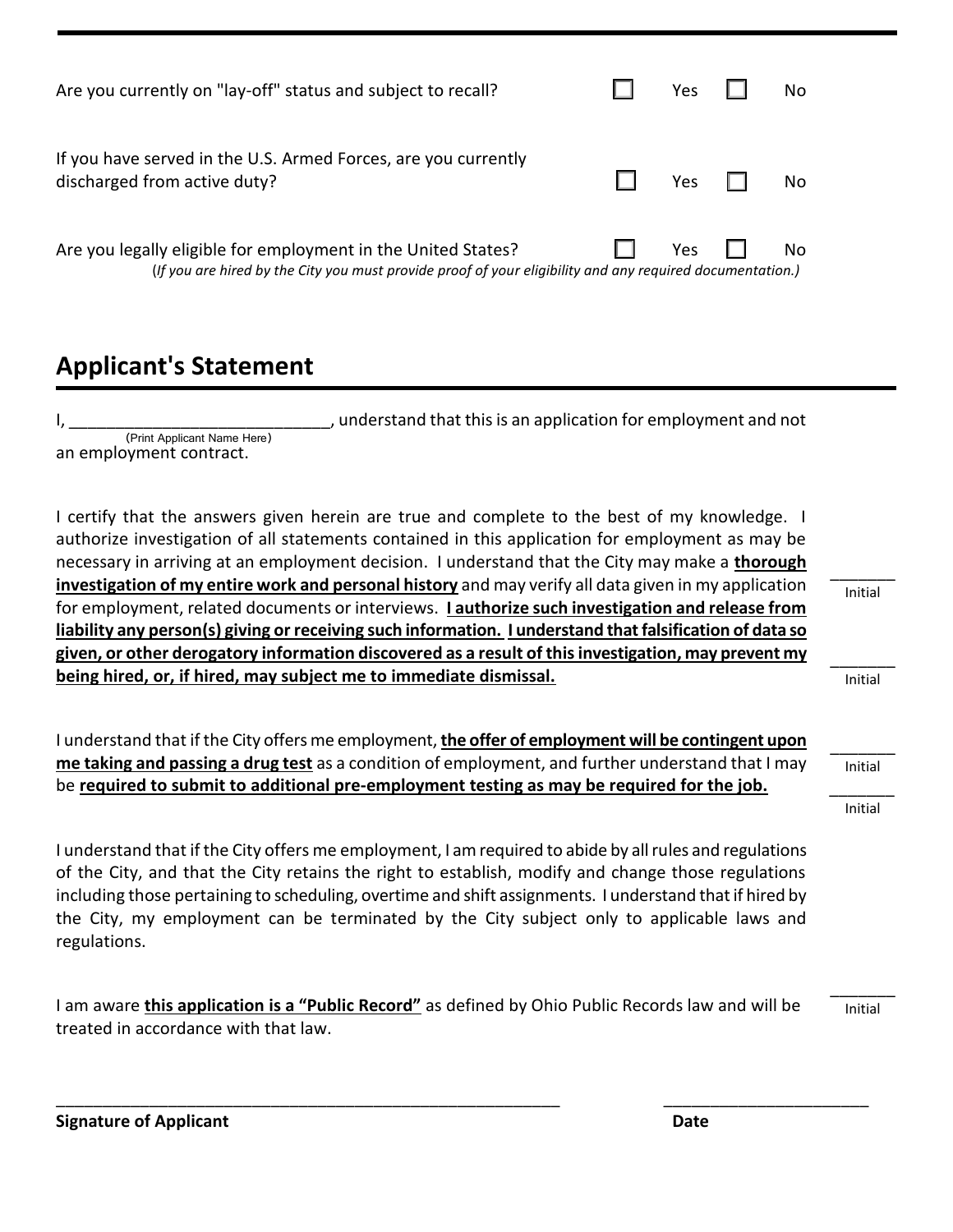Are you currently on "lay-off" status and subject to recall? ☐ Yes ☐ No

If you have served in the U.S. Armed Forces, are you currently discharged from active duty? ☐ Yes ☐ No

Are you legally eligible for employment in the United States? ☐ Yes ☐ No

*(If you are hired by the City you must provide proof of your eligibility and any required documentation.)*

## Applicant's Statement

I, ____________________________, understand that this is an application for employment and not an employment contract.
(Print Applicant Name Here)

I certify that the answers given herein are true and complete to the best of my knowledge. I authorize investigation of all statements contained in this application for employment as may be necessary in arriving at an employment decision. I understand that the City may make a **thorough investigation of my entire work and personal history** and may verify all data given in my application for employment, related documents or interviews. **I authorize such investigation and release from liability any person(s) giving or receiving such information. I understand that falsification of data so given, or other derogatory information discovered as a result of this investigation, may prevent my being hired, or, if hired, may subject me to immediate dismissal.**

________ Initial

________ Initial

I understand that if the City offers me employment, **the offer of employment will be contingent upon me taking and passing a drug test** as a condition of employment, and further understand that I may be **required to submit to additional pre-employment testing as may be required for the job.**

________ Initial

________ Initial

I understand that if the City offers me employment, I am required to abide by all rules and regulations of the City, and that the City retains the right to establish, modify and change those regulations including those pertaining to scheduling, overtime and shift assignments. I understand that if hired by the City, my employment can be terminated by the City subject only to applicable laws and regulations.

I am aware **this application is a "Public Record"** as defined by Ohio Public Records law and will be treated in accordance with that law.

________ Initial

________________________________________________ ______________________

**Signature of Applicant** **Date**